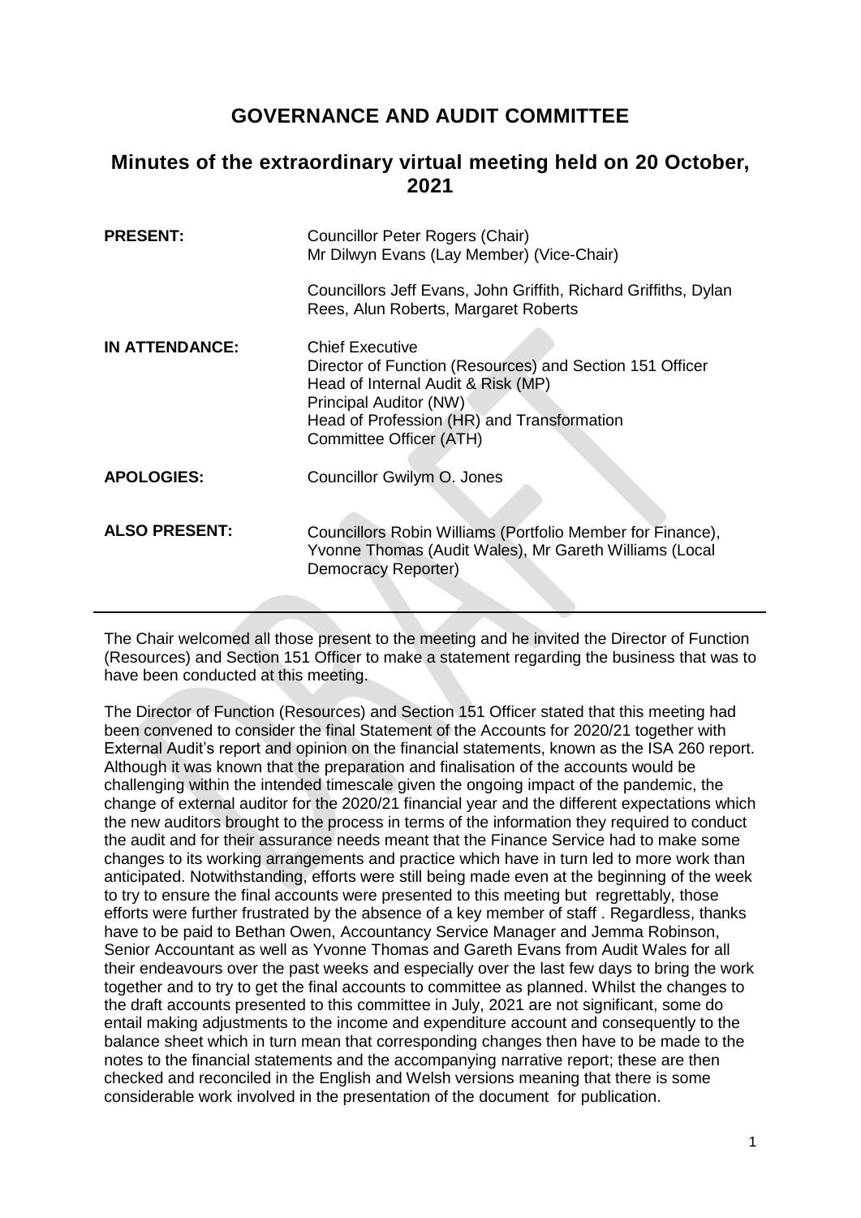# GOVERNANCE AND AUDIT COMMITTEE

## Minutes of the extraordinary virtual meeting held on 20 October, 2021

| | |
|---|---|
| **PRESENT:** | Councillor Peter Rogers (Chair)<br>Mr Dilwyn Evans (Lay Member) (Vice-Chair)<br><br>Councillors Jeff Evans, John Griffith, Richard Griffiths, Dylan Rees, Alun Roberts, Margaret Roberts |
| **IN ATTENDANCE:** | Chief Executive<br>Director of Function (Resources) and Section 151 Officer<br>Head of Internal Audit & Risk (MP)<br>Principal Auditor (NW)<br>Head of Profession (HR) and Transformation<br>Committee Officer (ATH) |
| **APOLOGIES:** | Councillor Gwilym O. Jones |
| **ALSO PRESENT:** | Councillors Robin Williams (Portfolio Member for Finance), Yvonne Thomas (Audit Wales), Mr Gareth Williams (Local Democracy Reporter) |

The Chair welcomed all those present to the meeting and he invited the Director of Function (Resources) and Section 151 Officer to make a statement regarding the business that was to have been conducted at this meeting.

The Director of Function (Resources) and Section 151 Officer stated that this meeting had been convened to consider the final Statement of the Accounts for 2020/21 together with External Audit's report and opinion on the financial statements, known as the ISA 260 report. Although it was known that the preparation and finalisation of the accounts would be challenging within the intended timescale given the ongoing impact of the pandemic, the change of external auditor for the 2020/21 financial year and the different expectations which the new auditors brought to the process in terms of the information they required to conduct the audit and for their assurance needs meant that the Finance Service had to make some changes to its working arrangements and practice which have in turn led to more work than anticipated. Notwithstanding, efforts were still being made even at the beginning of the week to try to ensure the final accounts were presented to this meeting but regrettably, those efforts were further frustrated by the absence of a key member of staff . Regardless, thanks have to be paid to Bethan Owen, Accountancy Service Manager and Jemma Robinson, Senior Accountant as well as Yvonne Thomas and Gareth Evans from Audit Wales for all their endeavours over the past weeks and especially over the last few days to bring the work together and to try to get the final accounts to committee as planned. Whilst the changes to the draft accounts presented to this committee in July, 2021 are not significant, some do entail making adjustments to the income and expenditure account and consequently to the balance sheet which in turn mean that corresponding changes then have to be made to the notes to the financial statements and the accompanying narrative report; these are then checked and reconciled in the English and Welsh versions meaning that there is some considerable work involved in the presentation of the document for publication.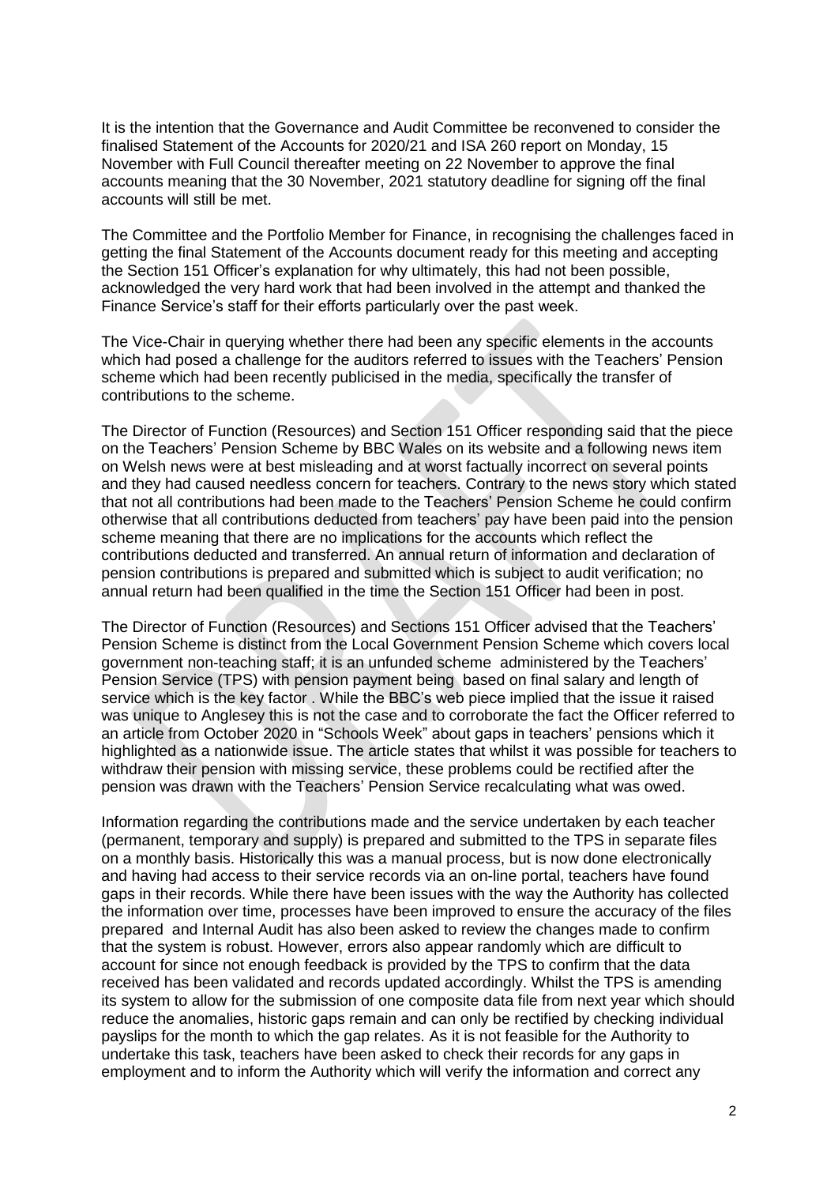It is the intention that the Governance and Audit Committee be reconvened to consider the finalised Statement of the Accounts for 2020/21 and ISA 260 report on Monday, 15 November with Full Council thereafter meeting on 22 November to approve the final accounts meaning that the 30 November, 2021 statutory deadline for signing off the final accounts will still be met.

The Committee and the Portfolio Member for Finance, in recognising the challenges faced in getting the final Statement of the Accounts document ready for this meeting and accepting the Section 151 Officer's explanation for why ultimately, this had not been possible, acknowledged the very hard work that had been involved in the attempt and thanked the Finance Service's staff for their efforts particularly over the past week.

The Vice-Chair in querying whether there had been any specific elements in the accounts which had posed a challenge for the auditors referred to issues with the Teachers' Pension scheme which had been recently publicised in the media, specifically the transfer of contributions to the scheme.

The Director of Function (Resources) and Section 151 Officer responding said that the piece on the Teachers' Pension Scheme by BBC Wales on its website and a following news item on Welsh news were at best misleading and at worst factually incorrect on several points and they had caused needless concern for teachers. Contrary to the news story which stated that not all contributions had been made to the Teachers' Pension Scheme he could confirm otherwise that all contributions deducted from teachers' pay have been paid into the pension scheme meaning that there are no implications for the accounts which reflect the contributions deducted and transferred. An annual return of information and declaration of pension contributions is prepared and submitted which is subject to audit verification; no annual return had been qualified in the time the Section 151 Officer had been in post.

The Director of Function (Resources) and Sections 151 Officer advised that the Teachers' Pension Scheme is distinct from the Local Government Pension Scheme which covers local government non-teaching staff; it is an unfunded scheme administered by the Teachers' Pension Service (TPS) with pension payment being based on final salary and length of service which is the key factor . While the BBC's web piece implied that the issue it raised was unique to Anglesey this is not the case and to corroborate the fact the Officer referred to an article from October 2020 in "Schools Week" about gaps in teachers' pensions which it highlighted as a nationwide issue. The article states that whilst it was possible for teachers to withdraw their pension with missing service, these problems could be rectified after the pension was drawn with the Teachers' Pension Service recalculating what was owed.

Information regarding the contributions made and the service undertaken by each teacher (permanent, temporary and supply) is prepared and submitted to the TPS in separate files on a monthly basis. Historically this was a manual process, but is now done electronically and having had access to their service records via an on-line portal, teachers have found gaps in their records. While there have been issues with the way the Authority has collected the information over time, processes have been improved to ensure the accuracy of the files prepared and Internal Audit has also been asked to review the changes made to confirm that the system is robust. However, errors also appear randomly which are difficult to account for since not enough feedback is provided by the TPS to confirm that the data received has been validated and records updated accordingly. Whilst the TPS is amending its system to allow for the submission of one composite data file from next year which should reduce the anomalies, historic gaps remain and can only be rectified by checking individual payslips for the month to which the gap relates. As it is not feasible for the Authority to undertake this task, teachers have been asked to check their records for any gaps in employment and to inform the Authority which will verify the information and correct any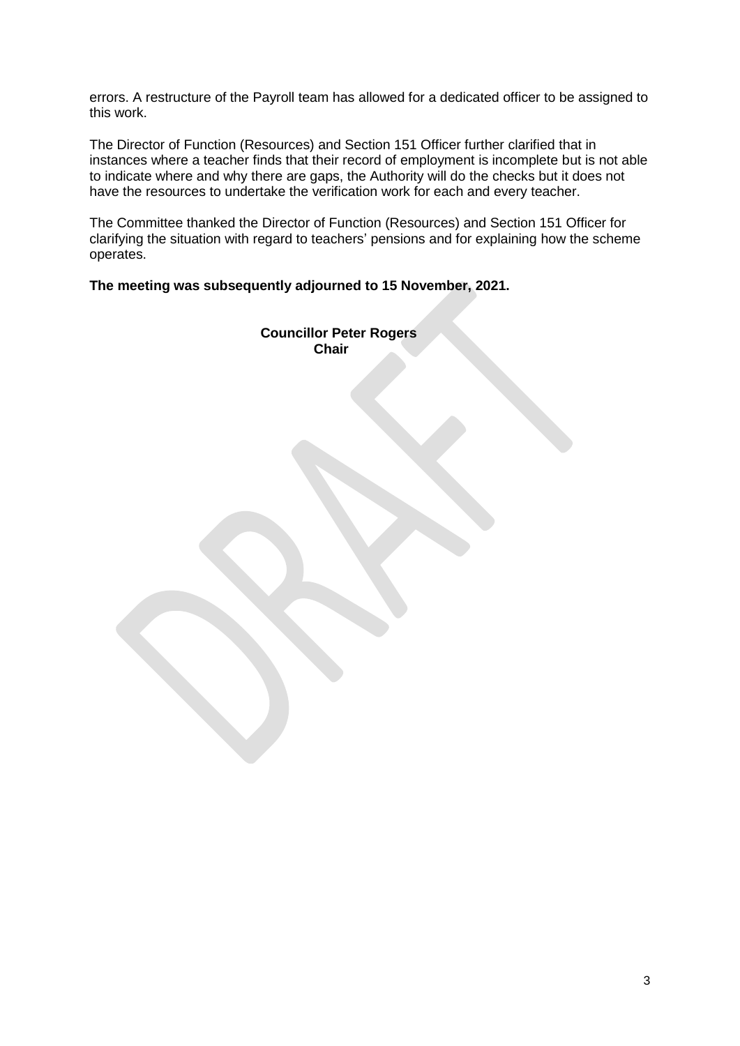errors. A restructure of the Payroll team has allowed for a dedicated officer to be assigned to this work.

The Director of Function (Resources) and Section 151 Officer further clarified that in instances where a teacher finds that their record of employment is incomplete but is not able to indicate where and why there are gaps, the Authority will do the checks but it does not have the resources to undertake the verification work for each and every teacher.

The Committee thanked the Director of Function (Resources) and Section 151 Officer for clarifying the situation with regard to teachers' pensions and for explaining how the scheme operates.

**The meeting was subsequently adjourned to 15 November, 2021.**

**Councillor Peter Rogers**
**Chair**